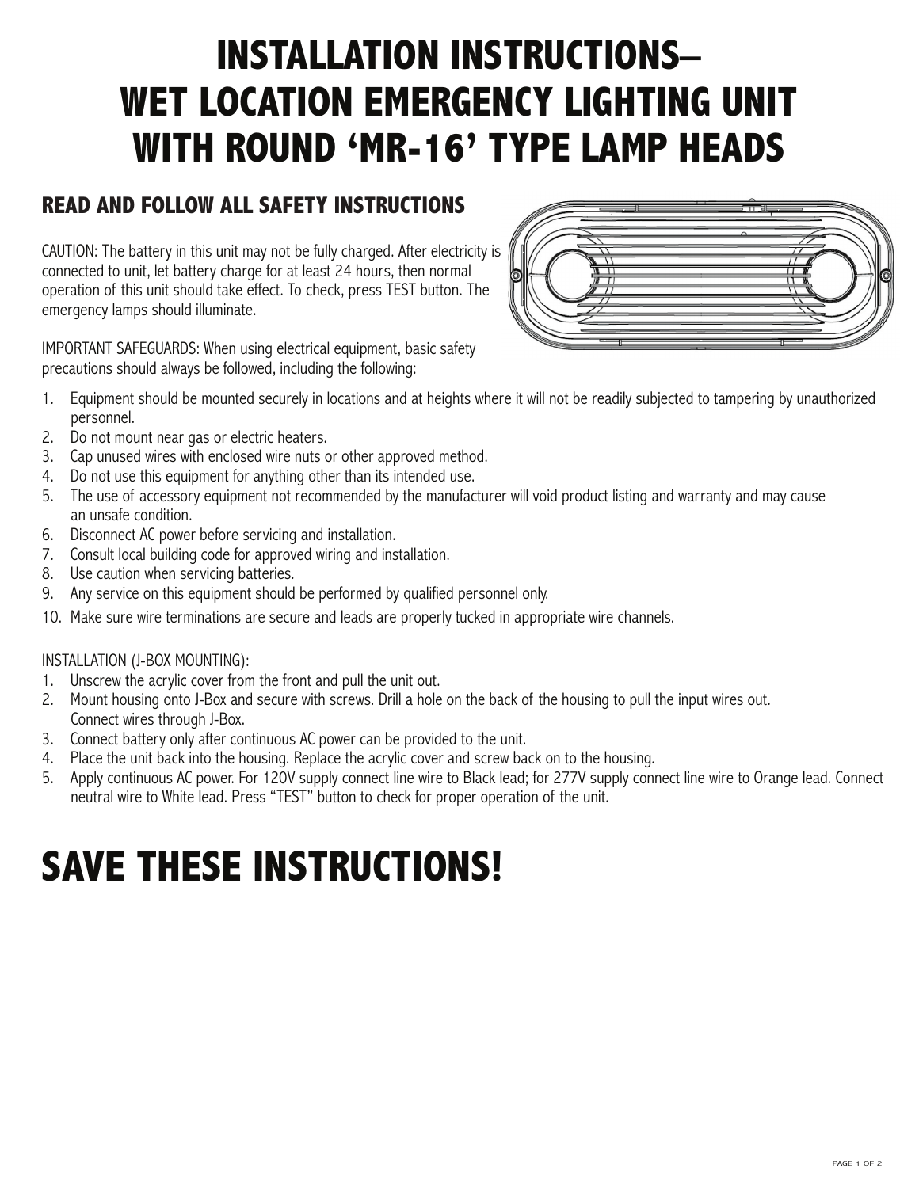# INSTALLATION INSTRUCTIONS– WET LOCATION EMERGENCY LIGHTING UNIT WITH ROUND 'MR-16' TYPE LAMP HEADS

## READ AND FOLLOW ALL SAFETY INSTRUCTIONS

CAUTION: The battery in this unit may not be fully charged. After electricity is connected to unit, let battery charge for at least 24 hours, then normal operation of this unit should take effect. To check, press TEST button. The emergency lamps should illuminate.

IMPORTANT SAFEGUARDS: When using electrical equipment, basic safety precautions should always be followed, including the following:

1. Equipment should be mounted securely in locations and at heights where it will not be readily subjected to tampering by unauthorized personnel.
2. Do not mount near gas or electric heaters.
3. Cap unused wires with enclosed wire nuts or other approved method.
4. Do not use this equipment for anything other than its intended use.
5. The use of accessory equipment not recommended by the manufacturer will void product listing and warranty and may cause an unsafe condition.
6. Disconnect AC power before servicing and installation.
7. Consult local building code for approved wiring and installation.
8. Use caution when servicing batteries.
9. Any service on this equipment should be performed by qualified personnel only.
10. Make sure wire terminations are secure and leads are properly tucked in appropriate wire channels.

INSTALLATION (J-BOX MOUNTING):

1. Unscrew the acrylic cover from the front and pull the unit out.
2. Mount housing onto J-Box and secure with screws. Drill a hole on the back of the housing to pull the input wires out. Connect wires through J-Box.
3. Connect battery only after continuous AC power can be provided to the unit.
4. Place the unit back into the housing. Replace the acrylic cover and screw back on to the housing.
5. Apply continuous AC power. For 120V supply connect line wire to Black lead; for 277V supply connect line wire to Orange lead. Connect neutral wire to White lead. Press "TEST" button to check for proper operation of the unit.

# SAVE THESE INSTRUCTIONS!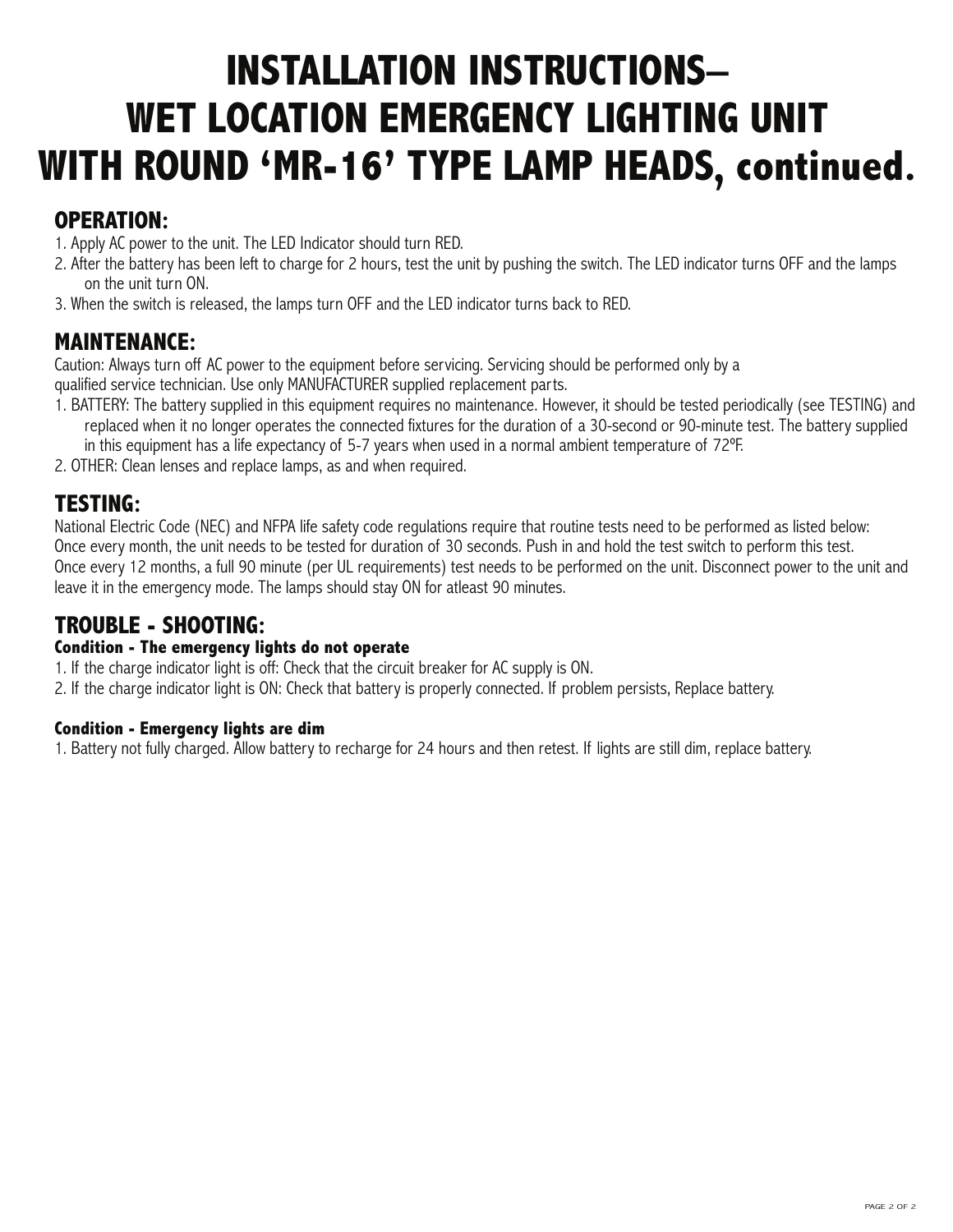# INSTALLATION INSTRUCTIONS– WET LOCATION EMERGENCY LIGHTING UNIT WITH ROUND 'MR-16' TYPE LAMP HEADS, continued.

## OPERATION:

1. Apply AC power to the unit. The LED Indicator should turn RED.
2. After the battery has been left to charge for 2 hours, test the unit by pushing the switch. The LED indicator turns OFF and the lamps on the unit turn ON.
3. When the switch is released, the lamps turn OFF and the LED indicator turns back to RED.

## MAINTENANCE:

Caution: Always turn off AC power to the equipment before servicing. Servicing should be performed only by a qualified service technician. Use only MANUFACTURER supplied replacement parts.

1. BATTERY: The battery supplied in this equipment requires no maintenance. However, it should be tested periodically (see TESTING) and replaced when it no longer operates the connected fixtures for the duration of a 30-second or 90-minute test. The battery supplied in this equipment has a life expectancy of 5-7 years when used in a normal ambient temperature of 72ºF.
2. OTHER: Clean lenses and replace lamps, as and when required.

## TESTING:

National Electric Code (NEC) and NFPA life safety code regulations require that routine tests need to be performed as listed below:
Once every month, the unit needs to be tested for duration of 30 seconds. Push in and hold the test switch to perform this test.
Once every 12 months, a full 90 minute (per UL requirements) test needs to be performed on the unit. Disconnect power to the unit and leave it in the emergency mode. The lamps should stay ON for atleast 90 minutes.

## TROUBLE - SHOOTING:

### Condition - The emergency lights do not operate

1. If the charge indicator light is off: Check that the circuit breaker for AC supply is ON.
2. If the charge indicator light is ON: Check that battery is properly connected. If problem persists, Replace battery.

### Condition - Emergency lights are dim

1. Battery not fully charged. Allow battery to recharge for 24 hours and then retest. If lights are still dim, replace battery.